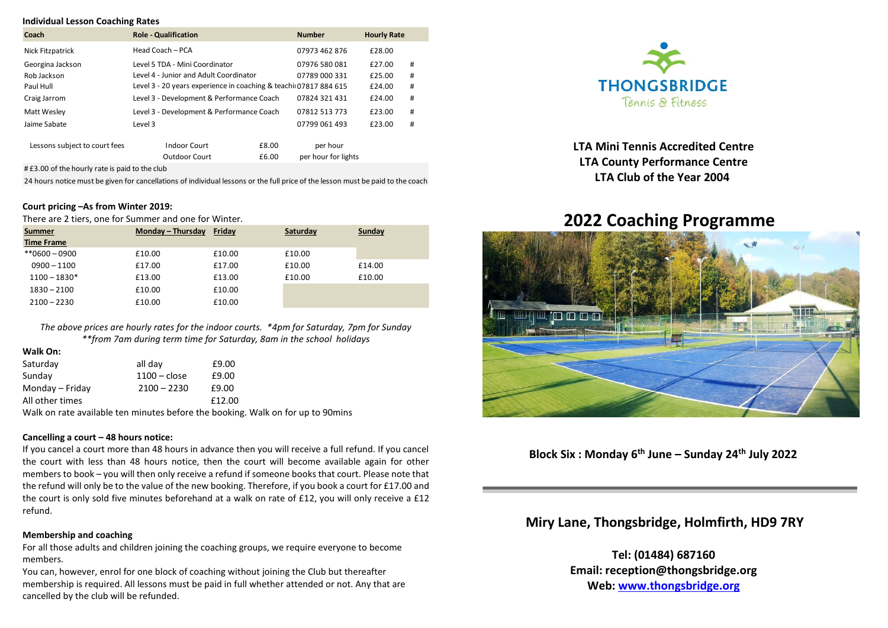### Individual Lesson Coaching Rates

| Coach | Role - Qualification | Number | Hourly Rate | |
|---|---|---|---|---|
| Nick Fitzpatrick | Head Coach – PCA | 07973 462 876 | £28.00 | |
| Georgina Jackson | Level 5 TDA - Mini Coordinator | 07976 580 081 | £27.00 | # |
| Rob Jackson | Level 4 - Junior and Adult Coordinator | 07789 000 331 | £25.00 | # |
| Paul Hull | Level 3 - 20 years experience in coaching & teachi | 07817 884 615 | £24.00 | # |
| Craig Jarrom | Level 3 - Development & Performance Coach | 07824 321 431 | £24.00 | # |
| Matt Wesley | Level 3 - Development & Performance Coach | 07812 513 773 | £23.00 | # |
| Jaime Sabate | Level 3 | 07799 061 493 | £23.00 | # |

| Lessons subject to court fees | Indoor Court | £8.00 | per hour |
|---|---|---|---|
| | Outdoor Court | £6.00 | per hour for lights |

# £3.00 of the hourly rate is paid to the club

24 hours notice must be given for cancellations of individual lessons or the full price of the lesson must be paid to the coach

### Court pricing –As from Winter 2019:

There are 2 tiers, one for Summer and one for Winter.

| Summer Time Frame | Monday – Thursday | Friday | Saturday | Sunday |
|---|---|---|---|---|
| **0600 – 0900 | £10.00 | £10.00 | £10.00 | |
| 0900 – 1100 | £17.00 | £17.00 | £10.00 | £14.00 |
| 1100 – 1830* | £13.00 | £13.00 | £10.00 | £10.00 |
| 1830 – 2100 | £10.00 | £10.00 | | |
| 2100 – 2230 | £10.00 | £10.00 | | |

*The above prices are hourly rates for the indoor courts. *4pm for Saturday, 7pm for Sunday*
***from 7am during term time for Saturday, 8am in the school holidays*

### Walk On:

| | | |
|---|---|---|
| Saturday | all day | £9.00 |
| Sunday | 1100 – close | £9.00 |
| Monday – Friday | 2100 – 2230 | £9.00 |
| All other times | | £12.00 |

Walk on rate available ten minutes before the booking. Walk on for up to 90mins

### Cancelling a court – 48 hours notice:

If you cancel a court more than 48 hours in advance then you will receive a full refund. If you cancel the court with less than 48 hours notice, then the court will become available again for other members to book – you will then only receive a refund if someone books that court. Please note that the refund will only be to the value of the new booking. Therefore, if you book a court for £17.00 and the court is only sold five minutes beforehand at a walk on rate of £12, you will only receive a £12 refund.

### Membership and coaching

For all those adults and children joining the coaching groups, we require everyone to become members.

You can, however, enrol for one block of coaching without joining the Club but thereafter membership is required. All lessons must be paid in full whether attended or not. Any that are cancelled by the club will be refunded.

THONGSBRIDGE
Tennis & Fitness

**LTA Mini Tennis Accredited Centre**
**LTA County Performance Centre**
**LTA Club of the Year 2004**

# 2022 Coaching Programme

**Block Six : Monday 6th June – Sunday 24th July 2022**

## Miry Lane, Thongsbridge, Holmfirth, HD9 7RY

**Tel: (01484) 687160**
**Email: reception@thongsbridge.org**
**Web: www.thongsbridge.org**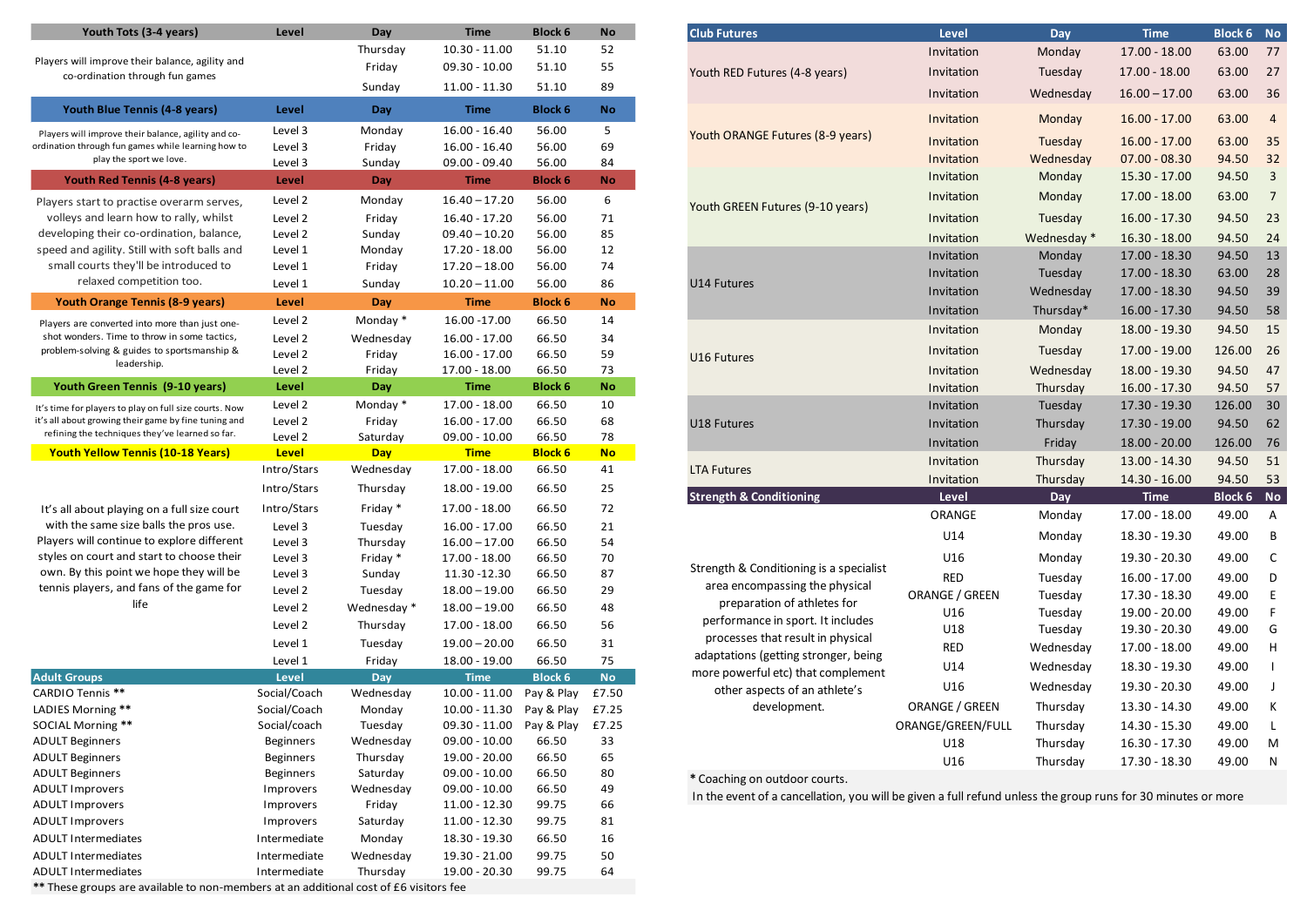| Youth Tots (3-4 years) | Level | Day | Time | Block 6 | No |
|---|---|---|---|---|---|
| Players will improve their balance, agility and co-ordination through fun games | | Thursday | 10.30 - 11.00 | 51.10 | 52 |
| | | Friday | 09.30 - 10.00 | 51.10 | 55 |
| | | Sunday | 11.00 - 11.30 | 51.10 | 89 |

| Youth Blue Tennis (4-8 years) | Level | Day | Time | Block 6 | No |
|---|---|---|---|---|---|
| Players will improve their balance, agility and co-ordination through fun games while learning how to play the sport we love. | Level 3 | Monday | 16.00 - 16.40 | 56.00 | 5 |
| | Level 3 | Friday | 16.00 - 16.40 | 56.00 | 69 |
| | Level 3 | Sunday | 09.00 - 09.40 | 56.00 | 84 |

| Youth Red Tennis (4-8 years) | Level | Day | Time | Block 6 | No |
|---|---|---|---|---|---|
| Players start to practise overarm serves, volleys and learn how to rally, whilst developing their co-ordination, balance, speed and agility. Still with soft balls and small courts they'll be introduced to relaxed competition too. | Level 2 | Monday | 16.40 – 17.20 | 56.00 | 6 |
| | Level 2 | Friday | 16.40 - 17.20 | 56.00 | 71 |
| | Level 2 | Sunday | 09.40 – 10.20 | 56.00 | 85 |
| | Level 1 | Monday | 17.20 - 18.00 | 56.00 | 12 |
| | Level 1 | Friday | 17.20 – 18.00 | 56.00 | 74 |
| | Level 1 | Sunday | 10.20 – 11.00 | 56.00 | 86 |

| Youth Orange Tennis (8-9 years) | Level | Day | Time | Block 6 | No |
|---|---|---|---|---|---|
| Players are converted into more than just one-shot wonders. Time to throw in some tactics, problem-solving & guides to sportsmanship & leadership. | Level 2 | Monday * | 16.00 -17.00 | 66.50 | 14 |
| | Level 2 | Wednesday | 16.00 - 17.00 | 66.50 | 34 |
| | Level 2 | Friday | 16.00 - 17.00 | 66.50 | 59 |
| | Level 2 | Friday | 17.00 - 18.00 | 66.50 | 73 |

| Youth Green Tennis (9-10 years) | Level | Day | Time | Block 6 | No |
|---|---|---|---|---|---|
| It's time for players to play on full size courts. Now it's all about growing their game by fine tuning and refining the techniques they've learned so far. | Level 2 | Monday * | 17.00 - 18.00 | 66.50 | 10 |
| | Level 2 | Friday | 16.00 - 17.00 | 66.50 | 68 |
| | Level 2 | Saturday | 09.00 - 10.00 | 66.50 | 78 |

| Youth Yellow Tennis (10-18 Years) | Level | Day | Time | Block 6 | No |
|---|---|---|---|---|---|
| It's all about playing on a full size court with the same size balls the pros use. Players will continue to explore different styles on court and start to choose their own. By this point we hope they will be tennis players, and fans of the game for life | Intro/Stars | Wednesday | 17.00 - 18.00 | 66.50 | 41 |
| | Intro/Stars | Thursday | 18.00 - 19.00 | 66.50 | 25 |
| | Intro/Stars | Friday * | 17.00 - 18.00 | 66.50 | 72 |
| | Level 3 | Tuesday | 16.00 - 17.00 | 66.50 | 21 |
| | Level 3 | Thursday | 16.00 – 17.00 | 66.50 | 54 |
| | Level 3 | Friday * | 17.00 - 18.00 | 66.50 | 70 |
| | Level 3 | Sunday | 11.30 -12.30 | 66.50 | 87 |
| | Level 2 | Tuesday | 18.00 – 19.00 | 66.50 | 29 |
| | Level 2 | Wednesday * | 18.00 – 19.00 | 66.50 | 48 |
| | Level 2 | Thursday | 17.00 - 18.00 | 66.50 | 56 |
| | Level 1 | Tuesday | 19.00 – 20.00 | 66.50 | 31 |
| | Level 1 | Friday | 18.00 - 19.00 | 66.50 | 75 |

| Adult Groups | Level | Day | Time | Block 6 | No |
|---|---|---|---|---|---|
| CARDIO Tennis ** | Social/Coach | Wednesday | 10.00 - 11.00 | Pay & Play | £7.50 |
| LADIES Morning ** | Social/Coach | Monday | 10.00 - 11.30 | Pay & Play | £7.25 |
| SOCIAL Morning ** | Social/coach | Tuesday | 09.30 - 11.00 | Pay & Play | £7.25 |
| ADULT Beginners | Beginners | Wednesday | 09.00 - 10.00 | 66.50 | 33 |
| ADULT Beginners | Beginners | Thursday | 19.00 - 20.00 | 66.50 | 65 |
| ADULT Beginners | Beginners | Saturday | 09.00 - 10.00 | 66.50 | 80 |
| ADULT Improves | Improvers | Wednesday | 09.00 - 10.00 | 66.50 | 49 |
| ADULT Improvers | Improvers | Friday | 11.00 - 12.30 | 99.75 | 66 |
| ADULT Improvers | Improvers | Saturday | 11.00 - 12.30 | 99.75 | 81 |
| ADULT Intermediates | Intermediate | Monday | 18.30 - 19.30 | 66.50 | 16 |
| ADULT Intermediates | Intermediate | Wednesday | 19.30 - 21.00 | 99.75 | 50 |
| ADULT Intermediates | Intermediate | Thursday | 19.00 - 20.30 | 99.75 | 64 |

** These groups are available to non-members at an additional cost of £6 visitors fee

| Club Futures | Level | Day | Time | Block 6 | No |
|---|---|---|---|---|---|
| Youth RED Futures (4-8 years) | Invitation | Monday | 17.00 - 18.00 | 63.00 | 77 |
| | Invitation | Tuesday | 17.00 - 18.00 | 63.00 | 27 |
| | Invitation | Wednesday | 16.00 – 17.00 | 63.00 | 36 |
| Youth ORANGE Futures (8-9 years) | Invitation | Monday | 16.00 - 17.00 | 63.00 | 4 |
| | Invitation | Tuesday | 16.00 - 17.00 | 63.00 | 35 |
| | Invitation | Wednesday | 07.00 - 08.30 | 94.50 | 32 |
| Youth GREEN Futures (9-10 years) | Invitation | Monday | 15.30 - 17.00 | 94.50 | 3 |
| | Invitation | Monday | 17.00 - 18.00 | 63.00 | 7 |
| | Invitation | Tuesday | 16.00 - 17.30 | 94.50 | 23 |
| | Invitation | Wednesday * | 16.30 - 18.00 | 94.50 | 24 |
| U14 Futures | Invitation | Monday | 17.00 - 18.30 | 94.50 | 13 |
| | Invitation | Tuesday | 17.00 - 18.30 | 63.00 | 28 |
| | Invitation | Wednesday | 17.00 - 18.30 | 94.50 | 39 |
| | Invitation | Thursday* | 16.00 - 17.30 | 94.50 | 58 |
| U16 Futures | Invitation | Monday | 18.00 - 19.30 | 94.50 | 15 |
| | Invitation | Tuesday | 17.00 - 19.00 | 126.00 | 26 |
| | Invitation | Wednesday | 18.00 - 19.30 | 94.50 | 47 |
| | Invitation | Thursday | 16.00 - 17.30 | 94.50 | 57 |
| U18 Futures | Invitation | Tuesday | 17.30 - 19.30 | 126.00 | 30 |
| | Invitation | Thursday | 17.30 - 19.00 | 94.50 | 62 |
| | Invitation | Friday | 18.00 - 20.00 | 126.00 | 76 |
| LTA Futures | Invitation | Thursday | 13.00 - 14.30 | 94.50 | 51 |
| | Invitation | Thursday | 14.30 - 16.00 | 94.50 | 53 |

| Strength & Conditioning | Level | Day | Time | Block 6 | No |
|---|---|---|---|---|---|
| Strength & Conditioning is a specialist area encompassing the physical preparation of athletes for performance in sport. It includes processes that result in physical adaptations (getting stronger, being more powerful etc) that complement other aspects of an athlete's development. | ORANGE | Monday | 17.00 - 18.00 | 49.00 | A |
| | U14 | Monday | 18.30 - 19.30 | 49.00 | B |
| | U16 | Monday | 19.30 - 20.30 | 49.00 | C |
| | RED | Tuesday | 16.00 - 17.00 | 49.00 | D |
| | ORANGE / GREEN | Tuesday | 17.30 - 18.30 | 49.00 | E |
| | U16 | Tuesday | 19.00 - 20.00 | 49.00 | F |
| | U18 | Tuesday | 19.30 - 20.30 | 49.00 | G |
| | RED | Wednesday | 17.00 - 18.00 | 49.00 | H |
| | U14 | Wednesday | 18.30 - 19.30 | 49.00 | I |
| | U16 | Wednesday | 19.30 - 20.30 | 49.00 | J |
| | ORANGE / GREEN | Thursday | 13.30 - 14.30 | 49.00 | K |
| | ORANGE/GREEN/FULL | Thursday | 14.30 - 15.30 | 49.00 | L |
| | U18 | Thursday | 16.30 - 17.30 | 49.00 | M |
| | U16 | Thursday | 17.30 - 18.30 | 49.00 | N |

* Coaching on outdoor courts.

In the event of a cancellation, you will be given a full refund unless the group runs for 30 minutes or more